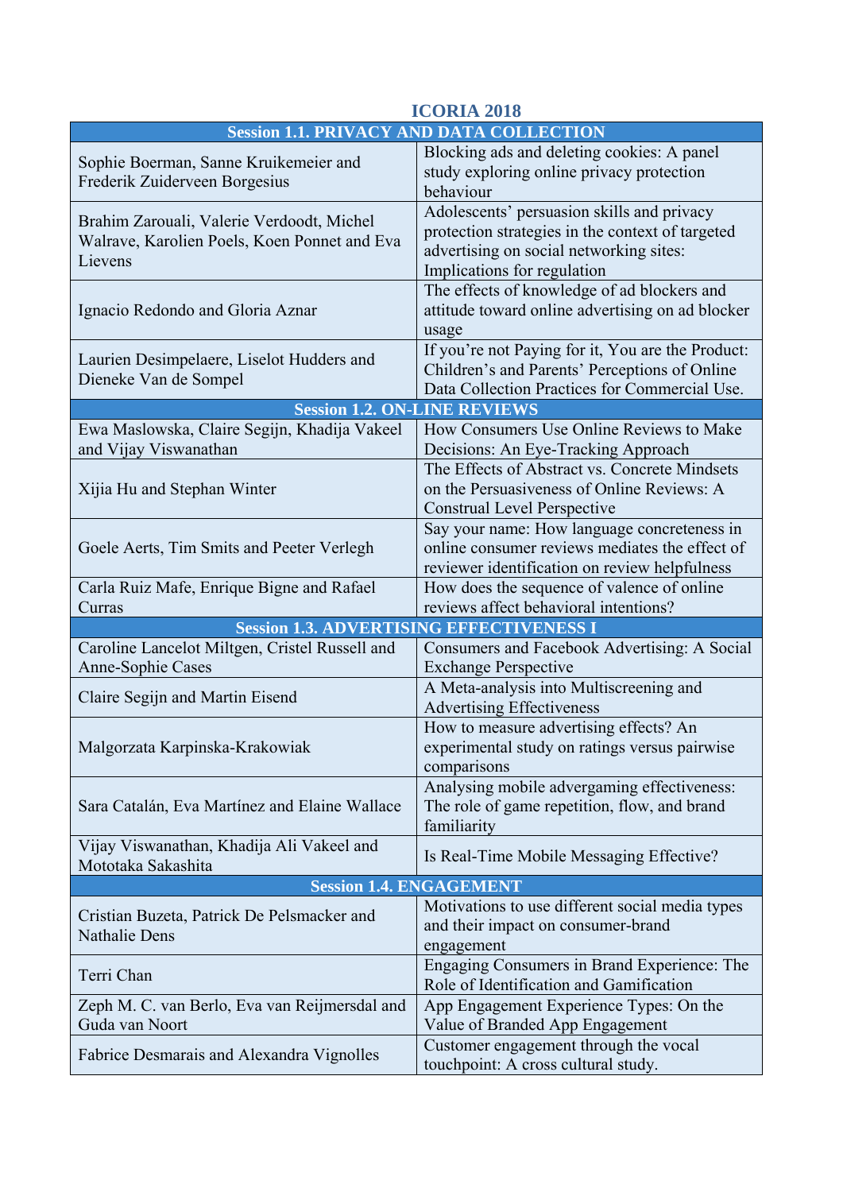# ICORIA 2018

| Session 1.1. PRIVACY AND DATA COLLECTION | |
|---|---|
| Sophie Boerman, Sanne Kruikemeier and Frederik Zuiderveen Borgesius | Blocking ads and deleting cookies: A panel study exploring online privacy protection behaviour |
| Brahim Zarouali, Valerie Verdoodt, Michel Walrave, Karolien Poels, Koen Ponnet and Eva Lievens | Adolescents' persuasion skills and privacy protection strategies in the context of targeted advertising on social networking sites: Implications for regulation |
| Ignacio Redondo and Gloria Aznar | The effects of knowledge of ad blockers and attitude toward online advertising on ad blocker usage |
| Laurien Desimpelaere, Liselot Hudders and Dieneke Van de Sompel | If you're not Paying for it, You are the Product: Children's and Parents' Perceptions of Online Data Collection Practices for Commercial Use. |
| **Session 1.2. ON-LINE REVIEWS** | |
| Ewa Maslowska, Claire Segijn, Khadija Vakeel and Vijay Viswanathan | How Consumers Use Online Reviews to Make Decisions: An Eye-Tracking Approach |
| Xijia Hu and Stephan Winter | The Effects of Abstract vs. Concrete Mindsets on the Persuasiveness of Online Reviews: A Construal Level Perspective |
| Goele Aerts, Tim Smits and Peeter Verlegh | Say your name: How language concreteness in online consumer reviews mediates the effect of reviewer identification on review helpfulness |
| Carla Ruiz Mafe, Enrique Bigne and Rafael Curras | How does the sequence of valence of online reviews affect behavioral intentions? |
| **Session 1.3. ADVERTISING EFFECTIVENESS I** | |
| Caroline Lancelot Miltgen, Cristel Russell and Anne-Sophie Cases | Consumers and Facebook Advertising: A Social Exchange Perspective |
| Claire Segijn and Martin Eisend | A Meta-analysis into Multiscreening and Advertising Effectiveness |
| Malgorzata Karpinska-Krakowiak | How to measure advertising effects? An experimental study on ratings versus pairwise comparisons |
| Sara Catalán, Eva Martínez and Elaine Wallace | Analysing mobile advergaming effectiveness: The role of game repetition, flow, and brand familiarity |
| Vijay Viswanathan, Khadija Ali Vakeel and Mototaka Sakashita | Is Real-Time Mobile Messaging Effective? |
| **Session 1.4. ENGAGEMENT** | |
| Cristian Buzeta, Patrick De Pelsmacker and Nathalie Dens | Motivations to use different social media types and their impact on consumer-brand engagement |
| Terri Chan | Engaging Consumers in Brand Experience: The Role of Identification and Gamification |
| Zeph M. C. van Berlo, Eva van Reijmersdal and Guda van Noort | App Engagement Experience Types: On the Value of Branded App Engagement |
| Fabrice Desmarais and Alexandra Vignolles | Customer engagement through the vocal touchpoint: A cross cultural study. |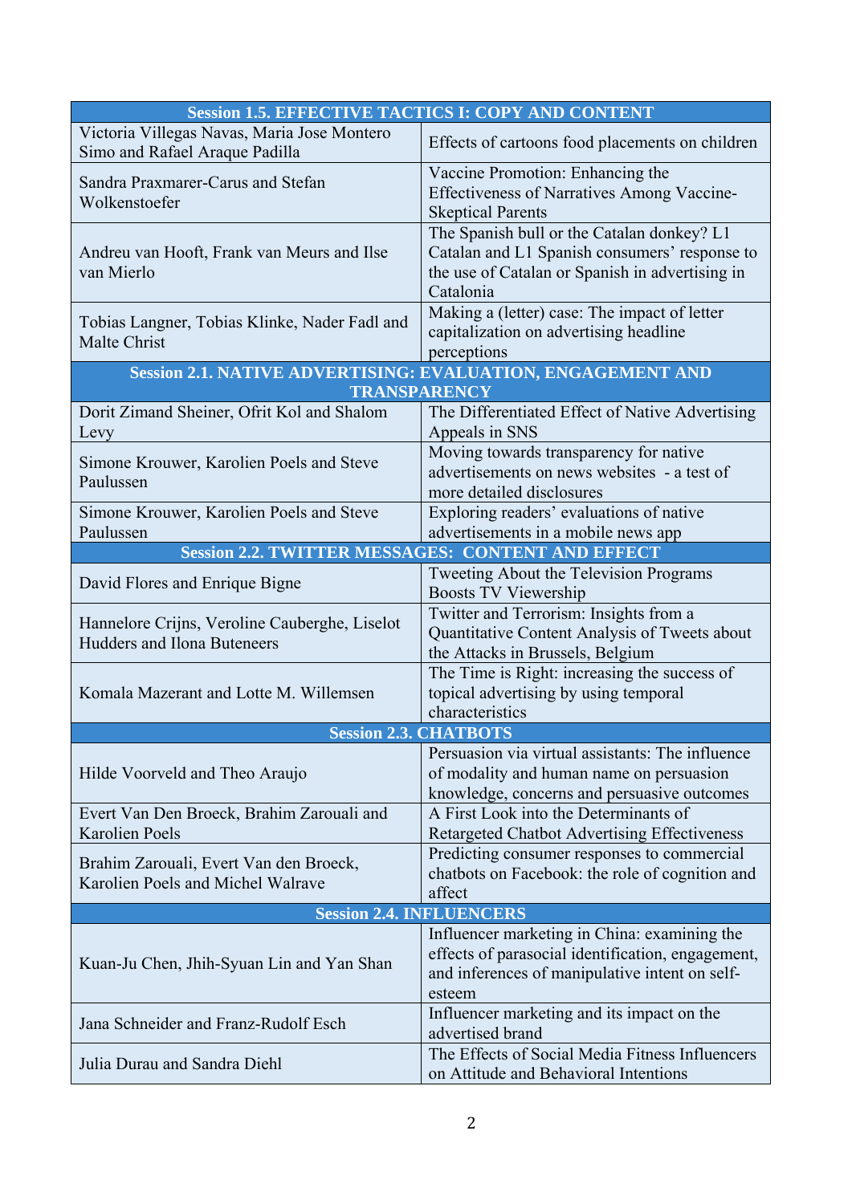| Session 1.5. EFFECTIVE TACTICS I: COPY AND CONTENT | |
|---|---|
| Victoria Villegas Navas, Maria Jose Montero Simo and Rafael Araque Padilla | Effects of cartoons food placements on children |
| Sandra Praxmarer-Carus and Stefan Wolkenstoefer | Vaccine Promotion: Enhancing the Effectiveness of Narratives Among Vaccine-Skeptical Parents |
| Andreu van Hooft, Frank van Meurs and Ilse van Mierlo | The Spanish bull or the Catalan donkey? L1 Catalan and L1 Spanish consumers' response to the use of Catalan or Spanish in advertising in Catalonia |
| Tobias Langner, Tobias Klinke, Nader Fadl and Malte Christ | Making a (letter) case: The impact of letter capitalization on advertising headline perceptions |
| **Session 2.1. NATIVE ADVERTISING: EVALUATION, ENGAGEMENT AND TRANSPARENCY** | |
| Dorit Zimand Sheiner, Ofrit Kol and Shalom Levy | The Differentiated Effect of Native Advertising Appeals in SNS |
| Simone Krouwer, Karolien Poels and Steve Paulussen | Moving towards transparency for native advertisements on news websites - a test of more detailed disclosures |
| Simone Krouwer, Karolien Poels and Steve Paulussen | Exploring readers' evaluations of native advertisements in a mobile news app |
| **Session 2.2. TWITTER MESSAGES: CONTENT AND EFFECT** | |
| David Flores and Enrique Bigne | Tweeting About the Television Programs Boosts TV Viewership |
| Hannelore Crijns, Veroline Cauberghe, Liselot Hudders and Ilona Buteneers | Twitter and Terrorism: Insights from a Quantitative Content Analysis of Tweets about the Attacks in Brussels, Belgium |
| Komala Mazerant and Lotte M. Willemsen | The Time is Right: increasing the success of topical advertising by using temporal characteristics |
| **Session 2.3. CHATBOTS** | |
| Hilde Voorveld and Theo Araujo | Persuasion via virtual assistants: The influence of modality and human name on persuasion knowledge, concerns and persuasive outcomes |
| Evert Van Den Broeck, Brahim Zarouali and Karolien Poels | A First Look into the Determinants of Retargeted Chatbot Advertising Effectiveness |
| Brahim Zarouali, Evert Van den Broeck, Karolien Poels and Michel Walrave | Predicting consumer responses to commercial chatbots on Facebook: the role of cognition and affect |
| **Session 2.4. INFLUENCERS** | |
| Kuan-Ju Chen, Jhih-Syuan Lin and Yan Shan | Influencer marketing in China: examining the effects of parasocial identification, engagement, and inferences of manipulative intent on self-esteem |
| Jana Schneider and Franz-Rudolf Esch | Influencer marketing and its impact on the advertised brand |
| Julia Durau and Sandra Diehl | The Effects of Social Media Fitness Influencers on Attitude and Behavioral Intentions |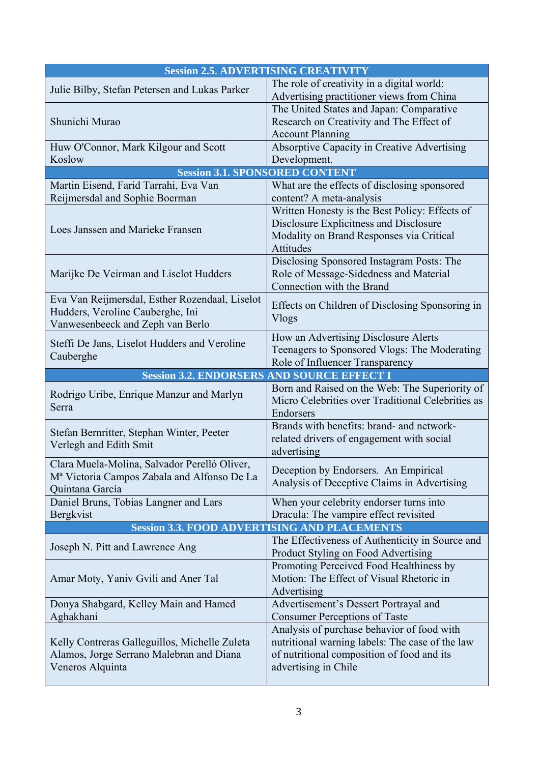| Session 2.5. ADVERTISING CREATIVITY | |
|---|---|
| Julie Bilby, Stefan Petersen and Lukas Parker | The role of creativity in a digital world: Advertising practitioner views from China |
| Shunichi Murao | The United States and Japan: Comparative Research on Creativity and The Effect of Account Planning |
| Huw O'Connor, Mark Kilgour and Scott Koslow | Absorptive Capacity in Creative Advertising Development. |
| **Session 3.1. SPONSORED CONTENT** | |
| Martin Eisend, Farid Tarrahi, Eva Van Reijmersdal and Sophie Boerman | What are the effects of disclosing sponsored content? A meta-analysis |
| Loes Janssen and Marieke Fransen | Written Honesty is the Best Policy: Effects of Disclosure Explicitness and Disclosure Modality on Brand Responses via Critical Attitudes |
| Marijke De Veirman and Liselot Hudders | Disclosing Sponsored Instagram Posts: The Role of Message-Sidedness and Material Connection with the Brand |
| Eva Van Reijmersdal, Esther Rozendaal, Liselot Hudders, Veroline Cauberghe, Ini Vanwesenbeeck and Zeph van Berlo | Effects on Children of Disclosing Sponsoring in Vlogs |
| Steffi De Jans, Liselot Hudders and Veroline Cauberghe | How an Advertising Disclosure Alerts Teenagers to Sponsored Vlogs: The Moderating Role of Influencer Transparency |
| **Session 3.2. ENDORSERS AND SOURCE EFFECT I** | |
| Rodrigo Uribe, Enrique Manzur and Marlyn Serra | Born and Raised on the Web: The Superiority of Micro Celebrities over Traditional Celebrities as Endorsers |
| Stefan Bernritter, Stephan Winter, Peeter Verlegh and Edith Smit | Brands with benefits: brand- and network-related drivers of engagement with social advertising |
| Clara Muela-Molina, Salvador Perelló Oliver, Mª Victoria Campos Zabala and Alfonso De La Quintana García | Deception by Endorsers. An Empirical Analysis of Deceptive Claims in Advertising |
| Daniel Bruns, Tobias Langner and Lars Bergkvist | When your celebrity endorser turns into Dracula: The vampire effect revisited |
| **Session 3.3. FOOD ADVERTISING AND PLACEMENTS** | |
| Joseph N. Pitt and Lawrence Ang | The Effectiveness of Authenticity in Source and Product Styling on Food Advertising |
| Amar Moty, Yaniv Gvili and Aner Tal | Promoting Perceived Food Healthiness by Motion: The Effect of Visual Rhetoric in Advertising |
| Donya Shabgard, Kelley Main and Hamed Aghakhani | Advertisement's Dessert Portrayal and Consumer Perceptions of Taste |
| Kelly Contreras Galleguillos, Michelle Zuleta Alamos, Jorge Serrano Malebran and Diana Veneros Alquinta | Analysis of purchase behavior of food with nutritional warning labels: The case of the law of nutritional composition of food and its advertising in Chile |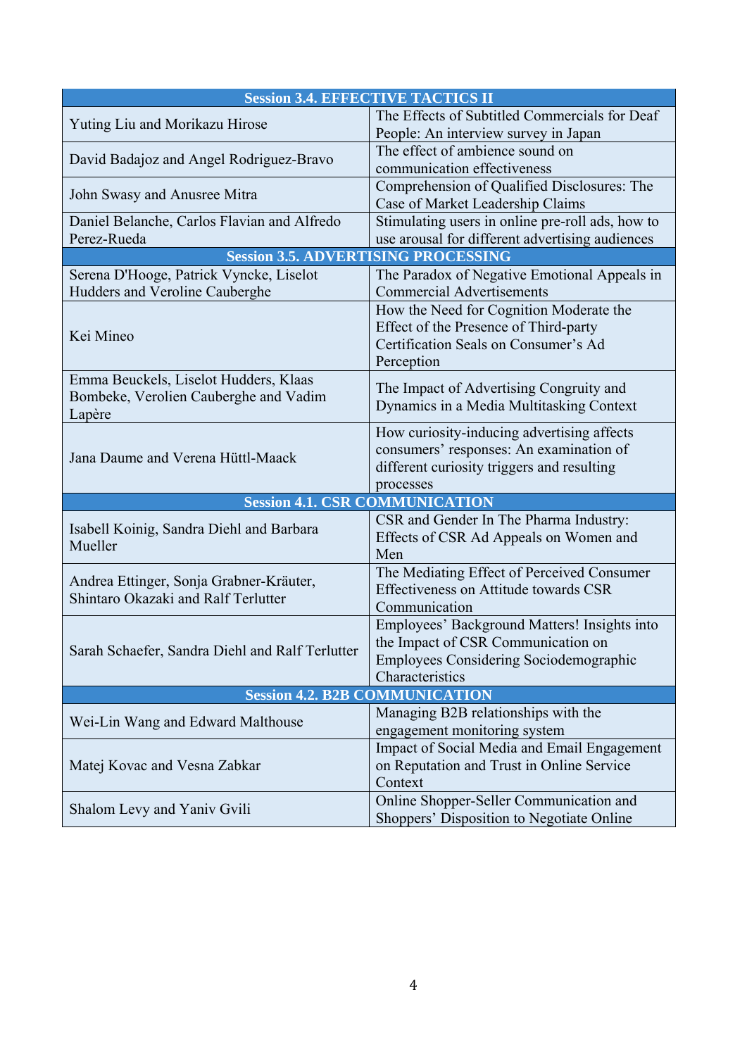| Session 3.4. EFFECTIVE TACTICS II | |
|---|---|
| Yuting Liu and Morikazu Hirose | The Effects of Subtitled Commercials for Deaf People: An interview survey in Japan |
| David Badajoz and Angel Rodriguez-Bravo | The effect of ambience sound on communication effectiveness |
| John Swasy and Anusree Mitra | Comprehension of Qualified Disclosures: The Case of Market Leadership Claims |
| Daniel Belanche, Carlos Flavian and Alfredo Perez-Rueda | Stimulating users in online pre-roll ads, how to use arousal for different advertising audiences |
| **Session 3.5. ADVERTISING PROCESSING** | |
| Serena D'Hooge, Patrick Vyncke, Liselot Hudders and Veroline Cauberghe | The Paradox of Negative Emotional Appeals in Commercial Advertisements |
| Kei Mineo | How the Need for Cognition Moderate the Effect of the Presence of Third-party Certification Seals on Consumer's Ad Perception |
| Emma Beuckels, Liselot Hudders, Klaas Bombeke, Verolien Cauberghe and Vadim Lapère | The Impact of Advertising Congruity and Dynamics in a Media Multitasking Context |
| Jana Daume and Verena Hüttl-Maack | How curiosity-inducing advertising affects consumers' responses: An examination of different curiosity triggers and resulting processes |
| **Session 4.1. CSR COMMUNICATION** | |
| Isabell Koinig, Sandra Diehl and Barbara Mueller | CSR and Gender In The Pharma Industry: Effects of CSR Ad Appeals on Women and Men |
| Andrea Ettinger, Sonja Grabner-Kräuter, Shintaro Okazaki and Ralf Terlutter | The Mediating Effect of Perceived Consumer Effectiveness on Attitude towards CSR Communication |
| Sarah Schaefer, Sandra Diehl and Ralf Terlutter | Employees' Background Matters! Insights into the Impact of CSR Communication on Employees Considering Sociodemographic Characteristics |
| **Session 4.2. B2B COMMUNICATION** | |
| Wei-Lin Wang and Edward Malthouse | Managing B2B relationships with the engagement monitoring system |
| Matej Kovac and Vesna Zabkar | Impact of Social Media and Email Engagement on Reputation and Trust in Online Service Context |
| Shalom Levy and Yaniv Gvili | Online Shopper-Seller Communication and Shoppers' Disposition to Negotiate Online |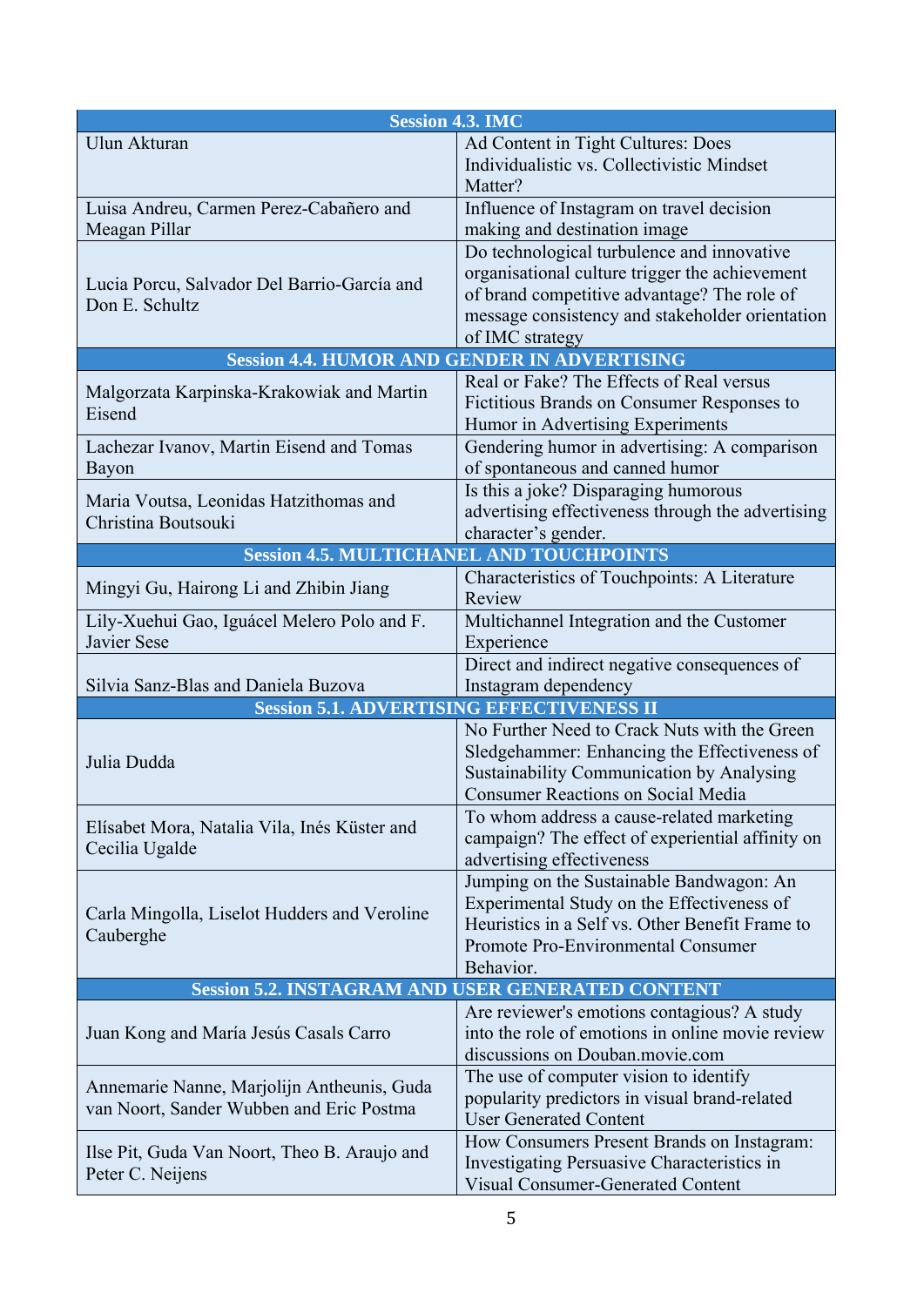| Session 4.3. IMC | |
|---|---|
| Ulun Akturan | Ad Content in Tight Cultures: Does Individualistic vs. Collectivistic Mindset Matter? |
| Luisa Andreu, Carmen Perez-Cabañero and Meagan Pillar | Influence of Instagram on travel decision making and destination image |
| Lucia Porcu, Salvador Del Barrio-García and Don E. Schultz | Do technological turbulence and innovative organisational culture trigger the achievement of brand competitive advantage? The role of message consistency and stakeholder orientation of IMC strategy |
| **Session 4.4. HUMOR AND GENDER IN ADVERTISING** | |
| Malgorzata Karpinska-Krakowiak and Martin Eisend | Real or Fake? The Effects of Real versus Fictitious Brands on Consumer Responses to Humor in Advertising Experiments |
| Lachezar Ivanov, Martin Eisend and Tomas Bayon | Gendering humor in advertising: A comparison of spontaneous and canned humor |
| Maria Voutsa, Leonidas Hatzithomas and Christina Boutsouki | Is this a joke? Disparaging humorous advertising effectiveness through the advertising character's gender. |
| **Session 4.5. MULTICHANEL AND TOUCHPOINTS** | |
| Mingyi Gu, Hairong Li and Zhibin Jiang | Characteristics of Touchpoints: A Literature Review |
| Lily-Xuehui Gao, Iguácel Melero Polo and F. Javier Sese | Multichannel Integration and the Customer Experience |
| Silvia Sanz-Blas and Daniela Buzova | Direct and indirect negative consequences of Instagram dependency |
| **Session 5.1. ADVERTISING EFFECTIVENESS II** | |
| Julia Dudda | No Further Need to Crack Nuts with the Green Sledgehammer: Enhancing the Effectiveness of Sustainability Communication by Analysing Consumer Reactions on Social Media |
| Elísabet Mora, Natalia Vila, Inés Küster and Cecilia Ugalde | To whom address a cause-related marketing campaign? The effect of experiential affinity on advertising effectiveness |
| Carla Mingolla, Liselot Hudders and Veroline Cauberghe | Jumping on the Sustainable Bandwagon: An Experimental Study on the Effectiveness of Heuristics in a Self vs. Other Benefit Frame to Promote Pro-Environmental Consumer Behavior. |
| **Session 5.2. INSTAGRAM AND USER GENERATED CONTENT** | |
| Juan Kong and María Jesús Casals Carro | Are reviewer's emotions contagious? A study into the role of emotions in online movie review discussions on Douban.movie.com |
| Annemarie Nanne, Marjolijn Antheunis, Guda van Noort, Sander Wubben and Eric Postma | The use of computer vision to identify popularity predictors in visual brand-related User Generated Content |
| Ilse Pit, Guda Van Noort, Theo B. Araujo and Peter C. Neijens | How Consumers Present Brands on Instagram: Investigating Persuasive Characteristics in Visual Consumer-Generated Content |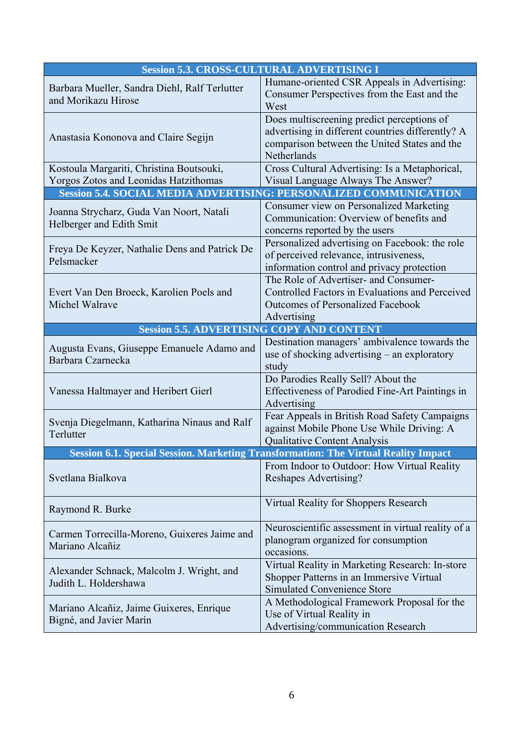| **Session 5.3. CROSS-CULTURAL ADVERTISING I** | |
|---|---|
| Barbara Mueller, Sandra Diehl, Ralf Terlutter and Morikazu Hirose | Humane-oriented CSR Appeals in Advertising: Consumer Perspectives from the East and the West |
| Anastasia Kononova and Claire Segijn | Does multiscreening predict perceptions of advertising in different countries differently? A comparison between the United States and the Netherlands |
| Kostoula Margariti, Christina Boutsouki, Yorgos Zotos and Leonidas Hatzithomas | Cross Cultural Advertising: Is a Metaphorical, Visual Language Always The Answer? |
| **Session 5.4. SOCIAL MEDIA ADVERTISING: PERSONALIZED COMMUNICATION** | |
| Joanna Strycharz, Guda Van Noort, Natali Helberger and Edith Smit | Consumer view on Personalized Marketing Communication: Overview of benefits and concerns reported by the users |
| Freya De Keyzer, Nathalie Dens and Patrick De Pelsmacker | Personalized advertising on Facebook: the role of perceived relevance, intrusiveness, information control and privacy protection |
| Evert Van Den Broeck, Karolien Poels and Michel Walrave | The Role of Advertiser- and Consumer-Controlled Factors in Evaluations and Perceived Outcomes of Personalized Facebook Advertising |
| **Session 5.5. ADVERTISING COPY AND CONTENT** | |
| Augusta Evans, Giuseppe Emanuele Adamo and Barbara Czarnecka | Destination managers' ambivalence towards the use of shocking advertising – an exploratory study |
| Vanessa Haltmayer and Heribert Gierl | Do Parodies Really Sell? About the Effectiveness of Parodied Fine-Art Paintings in Advertising |
| Svenja Diegelmann, Katharina Ninaus and Ralf Terlutter | Fear Appeals in British Road Safety Campaigns against Mobile Phone Use While Driving: A Qualitative Content Analysis |
| **Session 6.1. Special Session. Marketing Transformation: The Virtual Reality Impact** | |
| Svetlana Bialkova | From Indoor to Outdoor: How Virtual Reality Reshapes Advertising? |
| Raymond R. Burke | Virtual Reality for Shoppers Research |
| Carmen Torrecilla-Moreno, Guixeres Jaime and Mariano Alcañiz | Neuroscientific assessment in virtual reality of a planogram organized for consumption occasions. |
| Alexander Schnack, Malcolm J. Wright, and Judith L. Holdershawa | Virtual Reality in Marketing Research: In-store Shopper Patterns in an Immersive Virtual Simulated Convenience Store |
| Mariano Alcañiz, Jaime Guixeres, Enrique Bigné, and Javier Marín | A Methodological Framework Proposal for the Use of Virtual Reality in Advertising/communication Research |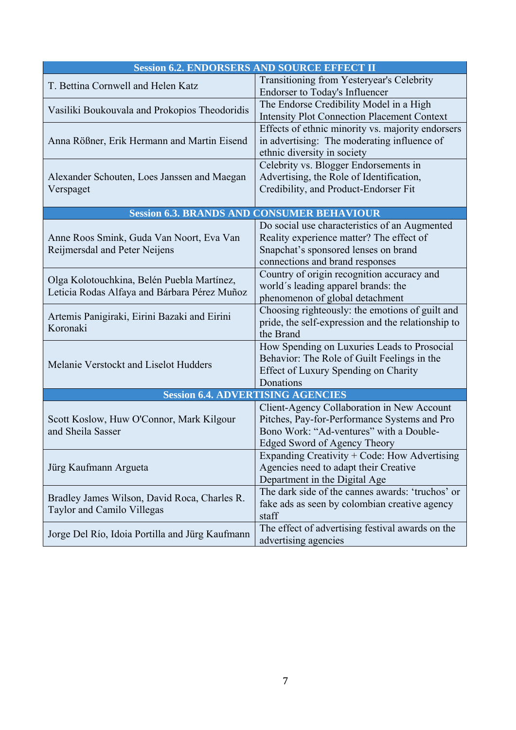| Session 6.2. ENDORSERS AND SOURCE EFFECT II | |
|---|---|
| T. Bettina Cornwell and Helen Katz | Transitioning from Yesteryear's Celebrity Endorser to Today's Influencer |
| Vasiliki Boukouvala and Prokopios Theodoridis | The Endorse Credibility Model in a High Intensity Plot Connection Placement Context |
| Anna Rößner, Erik Hermann and Martin Eisend | Effects of ethnic minority vs. majority endorsers in advertising: The moderating influence of ethnic diversity in society |
| Alexander Schouten, Loes Janssen and Maegan Verspaget | Celebrity vs. Blogger Endorsements in Advertising, the Role of Identification, Credibility, and Product-Endorser Fit |
| **Session 6.3. BRANDS AND CONSUMER BEHAVIOUR** | |
| Anne Roos Smink, Guda Van Noort, Eva Van Reijmersdal and Peter Neijens | Do social use characteristics of an Augmented Reality experience matter? The effect of Snapchat's sponsored lenses on brand connections and brand responses |
| Olga Kolotouchkina, Belén Puebla Martínez, Leticia Rodas Alfaya and Bárbara Pérez Muñoz | Country of origin recognition accuracy and world´s leading apparel brands: the phenomenon of global detachment |
| Artemis Panigiraki, Eirini Bazaki and Eirini Koronaki | Choosing righteously: the emotions of guilt and pride, the self-expression and the relationship to the Brand |
| Melanie Verstockt and Liselot Hudders | How Spending on Luxuries Leads to Prosocial Behavior: The Role of Guilt Feelings in the Effect of Luxury Spending on Charity Donations |
| **Session 6.4. ADVERTISING AGENCIES** | |
| Scott Koslow, Huw O'Connor, Mark Kilgour and Sheila Sasser | Client-Agency Collaboration in New Account Pitches, Pay-for-Performance Systems and Pro Bono Work: "Ad-ventures" with a Double-Edged Sword of Agency Theory |
| Jürg Kaufmann Argueta | Expanding Creativity + Code: How Advertising Agencies need to adapt their Creative Department in the Digital Age |
| Bradley James Wilson, David Roca, Charles R. Taylor and Camilo Villegas | The dark side of the cannes awards: 'truchos' or fake ads as seen by colombian creative agency staff |
| Jorge Del Río, Idoia Portilla and Jürg Kaufmann | The effect of advertising festival awards on the advertising agencies |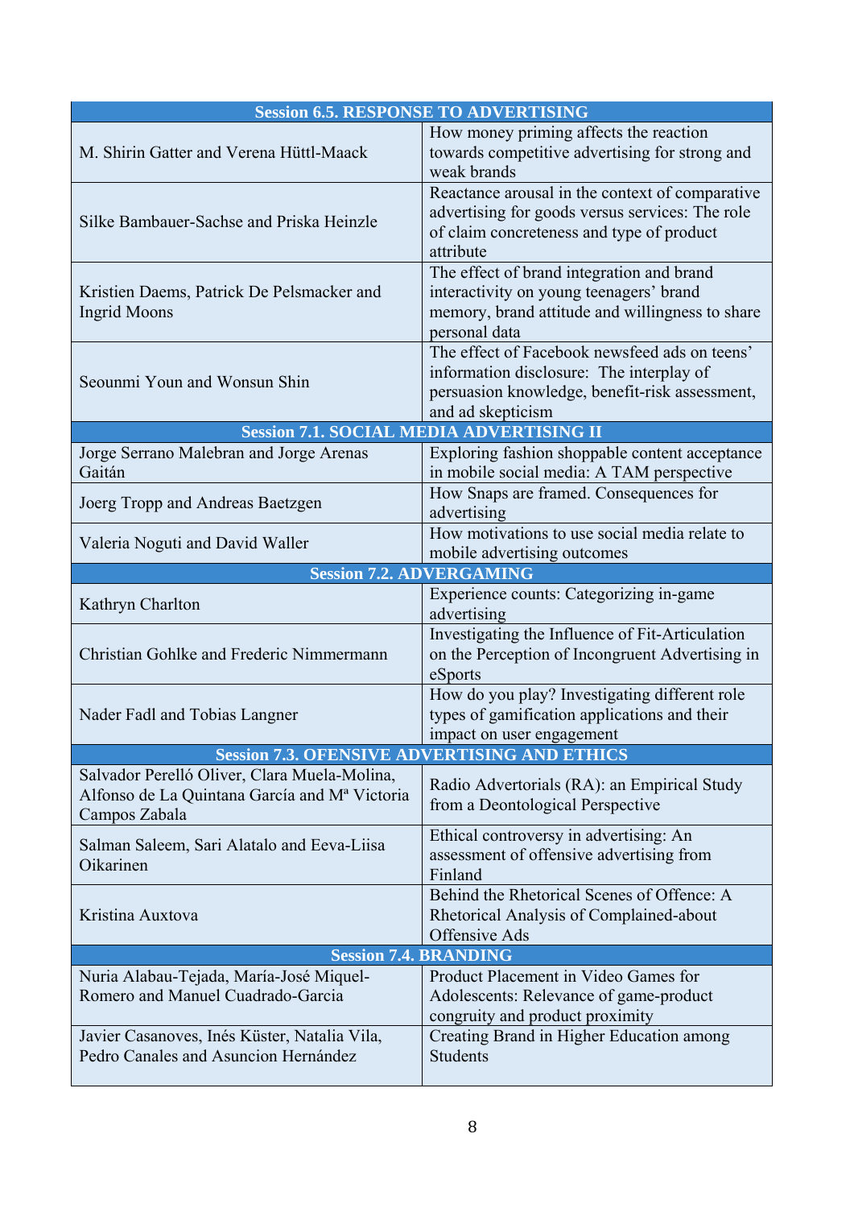| Session 6.5. RESPONSE TO ADVERTISING | |
|---|---|
| M. Shirin Gatter and Verena Hüttl-Maack | How money priming affects the reaction towards competitive advertising for strong and weak brands |
| Silke Bambauer-Sachse and Priska Heinzle | Reactance arousal in the context of comparative advertising for goods versus services: The role of claim concreteness and type of product attribute |
| Kristien Daems, Patrick De Pelsmacker and Ingrid Moons | The effect of brand integration and brand interactivity on young teenagers' brand memory, brand attitude and willingness to share personal data |
| Seounmi Youn and Wonsun Shin | The effect of Facebook newsfeed ads on teens' information disclosure: The interplay of persuasion knowledge, benefit-risk assessment, and ad skepticism |
| **Session 7.1. SOCIAL MEDIA ADVERTISING II** | |
| Jorge Serrano Malebran and Jorge Arenas Gaitán | Exploring fashion shoppable content acceptance in mobile social media: A TAM perspective |
| Joerg Tropp and Andreas Baetzgen | How Snaps are framed. Consequences for advertising |
| Valeria Noguti and David Waller | How motivations to use social media relate to mobile advertising outcomes |
| **Session 7.2. ADVERGAMING** | |
| Kathryn Charlton | Experience counts: Categorizing in-game advertising |
| Christian Gohlke and Frederic Nimmermann | Investigating the Influence of Fit-Articulation on the Perception of Incongruent Advertising in eSports |
| Nader Fadl and Tobias Langner | How do you play? Investigating different role types of gamification applications and their impact on user engagement |
| **Session 7.3. OFENSIVE ADVERTISING AND ETHICS** | |
| Salvador Perelló Oliver, Clara Muela-Molina, Alfonso de La Quintana García and Mª Victoria Campos Zabala | Radio Advertorials (RA): an Empirical Study from a Deontological Perspective |
| Salman Saleem, Sari Alatalo and Eeva-Liisa Oikarinen | Ethical controversy in advertising: An assessment of offensive advertising from Finland |
| Kristina Auxtova | Behind the Rhetorical Scenes of Offence: A Rhetorical Analysis of Complained-about Offensive Ads |
| **Session 7.4. BRANDING** | |
| Nuria Alabau-Tejada, María-José Miquel-Romero and Manuel Cuadrado-Garcia | Product Placement in Video Games for Adolescents: Relevance of game-product congruity and product proximity |
| Javier Casanoves, Inés Küster, Natalia Vila, Pedro Canales and Asuncion Hernández | Creating Brand in Higher Education among Students |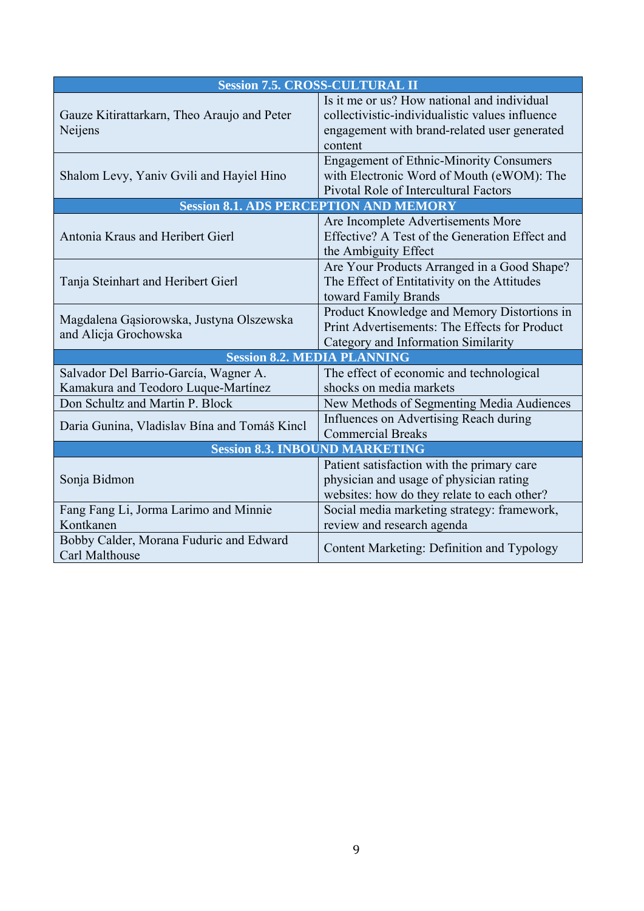| | |
|---|---|
| **Session 7.5. CROSS-CULTURAL II** | |
| Gauze Kitirattarkarn, Theo Araujo and Peter Neijens | Is it me or us? How national and individual collectivistic-individualistic values influence engagement with brand-related user generated content |
| Shalom Levy, Yaniv Gvili and Hayiel Hino | Engagement of Ethnic-Minority Consumers with Electronic Word of Mouth (eWOM): The Pivotal Role of Intercultural Factors |
| **Session 8.1. ADS PERCEPTION AND MEMORY** | |
| Antonia Kraus and Heribert Gierl | Are Incomplete Advertisements More Effective? A Test of the Generation Effect and the Ambiguity Effect |
| Tanja Steinhart and Heribert Gierl | Are Your Products Arranged in a Good Shape? The Effect of Entitativity on the Attitudes toward Family Brands |
| Magdalena Gąsiorowska, Justyna Olszewska and Alicja Grochowska | Product Knowledge and Memory Distortions in Print Advertisements: The Effects for Product Category and Information Similarity |
| **Session 8.2. MEDIA PLANNING** | |
| Salvador Del Barrio-García, Wagner A. Kamakura and Teodoro Luque-Martínez | The effect of economic and technological shocks on media markets |
| Don Schultz and Martin P. Block | New Methods of Segmenting Media Audiences |
| Daria Gunina, Vladislav Bína and Tomáš Kincl | Influences on Advertising Reach during Commercial Breaks |
| **Session 8.3. INBOUND MARKETING** | |
| Sonja Bidmon | Patient satisfaction with the primary care physician and usage of physician rating websites: how do they relate to each other? |
| Fang Fang Li, Jorma Larimo and Minnie Kontkanen | Social media marketing strategy: framework, review and research agenda |
| Bobby Calder, Morana Fuduric and Edward Carl Malthouse | Content Marketing: Definition and Typology |